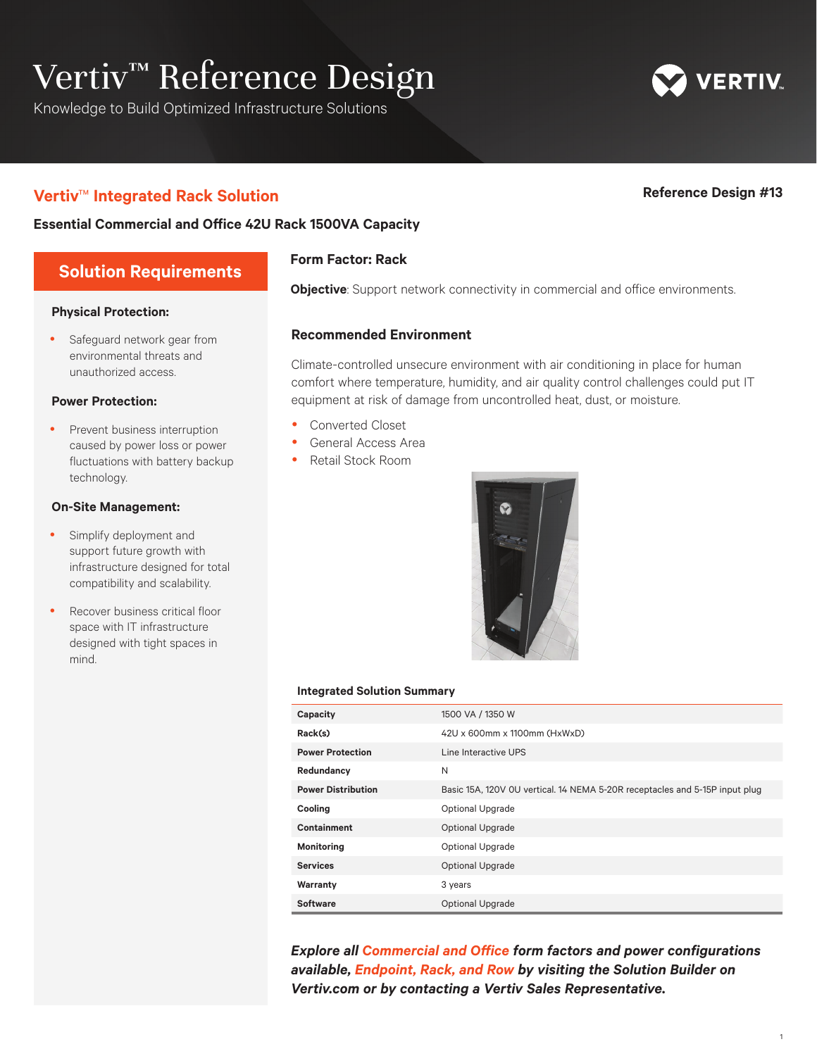# Vertiv™ Reference Design

Knowledge to Build Optimized Infrastructure Solutions

## Vertiv™ Integrated Rack Solution

**Reference Design #13**

**Essential Commercial and Office 42U Rack 1500VA Capacity**

## Solution Requirements

### Physical Protection:

- Safeguard network gear from environmental threats and unauthorized access.

### Power Protection:

- Prevent business interruption caused by power loss or power fluctuations with battery backup technology.

### On-Site Management:

- Simplify deployment and support future growth with infrastructure designed for total compatibility and scalability.
- Recover business critical floor space with IT infrastructure designed with tight spaces in mind.

### Form Factor: Rack

**Objective**: Support network connectivity in commercial and office environments.

### Recommended Environment

Climate-controlled unsecure environment with air conditioning in place for human comfort where temperature, humidity, and air quality control challenges could put IT equipment at risk of damage from uncontrolled heat, dust, or moisture.

- Converted Closet
- General Access Area
- Retail Stock Room

### Integrated Solution Summary

| | |
|---|---|
| **Capacity** | 1500 VA / 1350 W |
| **Rack(s)** | 42U x 600mm x 1100mm (HxWxD) |
| **Power Protection** | Line Interactive UPS |
| **Redundancy** | N |
| **Power Distribution** | Basic 15A, 120V 0U vertical. 14 NEMA 5-20R receptacles and 5-15P input plug |
| **Cooling** | Optional Upgrade |
| **Containment** | Optional Upgrade |
| **Monitoring** | Optional Upgrade |
| **Services** | Optional Upgrade |
| **Warranty** | 3 years |
| **Software** | Optional Upgrade |

***Explore all Commercial and Office form factors and power configurations available, Endpoint, Rack, and Row by visiting the Solution Builder on Vertiv.com or by contacting a Vertiv Sales Representative.***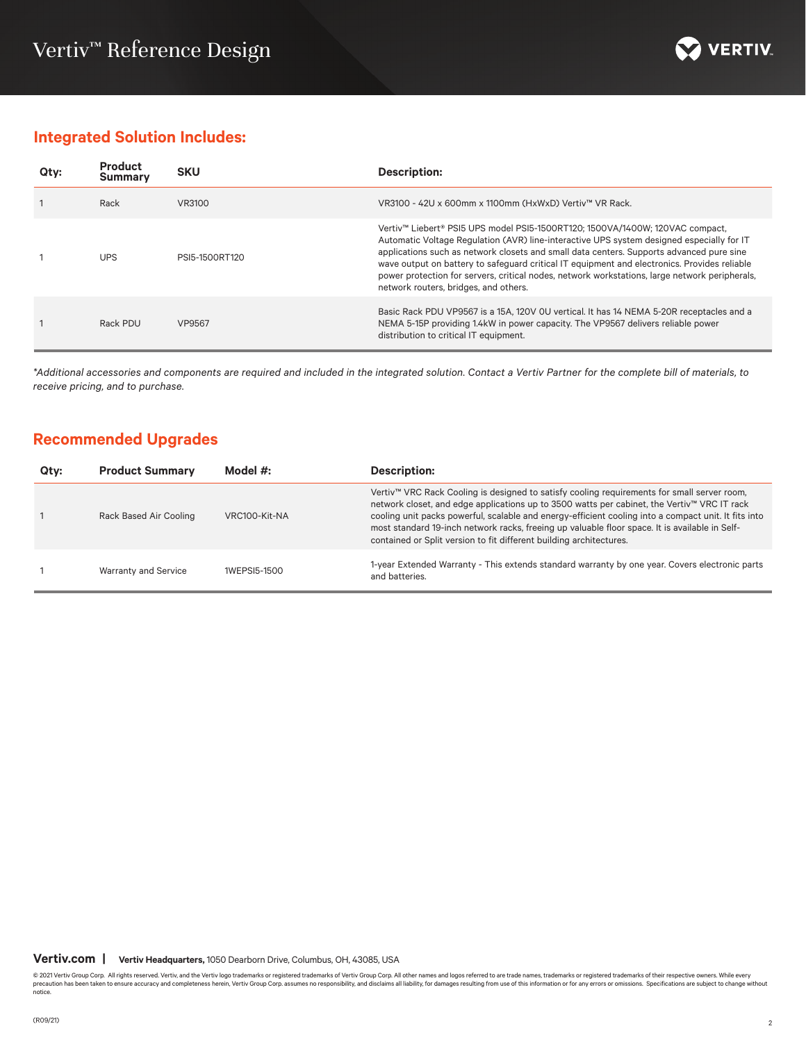## Integrated Solution Includes:

| Qty: | Product Summary | SKU | Description: |
|---|---|---|---|
| 1 | Rack | VR3100 | VR3100 - 42U x 600mm x 1100mm (HxWxD) Vertiv™ VR Rack. |
| 1 | UPS | PSI5-1500RT120 | Vertiv™ Liebert® PSI5 UPS model PSI5-1500RT120; 1500VA/1400W; 120VAC compact, Automatic Voltage Regulation (AVR) line-interactive UPS system designed especially for IT applications such as network closets and small data centers. Supports advanced pure sine wave output on battery to safeguard critical IT equipment and electronics. Provides reliable power protection for servers, critical nodes, network workstations, large network peripherals, network routers, bridges, and others. |
| 1 | Rack PDU | VP9567 | Basic Rack PDU VP9567 is a 15A, 120V 0U vertical. It has 14 NEMA 5-20R receptacles and a NEMA 5-15P providing 1.4kW in power capacity. The VP9567 delivers reliable power distribution to critical IT equipment. |

*\*Additional accessories and components are required and included in the integrated solution. Contact a Vertiv Partner for the complete bill of materials, to receive pricing, and to purchase.*

## Recommended Upgrades

| Qty: | Product Summary | Model #: | Description: |
|---|---|---|---|
| 1 | Rack Based Air Cooling | VRC100-Kit-NA | Vertiv™ VRC Rack Cooling is designed to satisfy cooling requirements for small server room, network closet, and edge applications up to 3500 watts per cabinet, the Vertiv™ VRC IT rack cooling unit packs powerful, scalable and energy-efficient cooling into a compact unit. It fits into most standard 19-inch network racks, freeing up valuable floor space. It is available in Self-contained or Split version to fit different building architectures. |
| 1 | Warranty and Service | 1WEPSI5-1500 | 1-year Extended Warranty - This extends standard warranty by one year. Covers electronic parts and batteries. |

**Vertiv.com** | **Vertiv Headquarters,** 1050 Dearborn Drive, Columbus, OH, 43085, USA

© 2021 Vertiv Group Corp. All rights reserved. Vertiv, and the Vertiv logo trademarks or registered trademarks of Vertiv Group Corp. All other names and logos referred to are trade names, trademarks or registered trademarks of their respective owners. While every precaution has been taken to ensure accuracy and completeness herein, Vertiv Group Corp. assumes no responsibility, and disclaims all liability, for damages resulting from use of this information or for any errors or omissions. Specifications are subject to change without notice.

(R09/21)